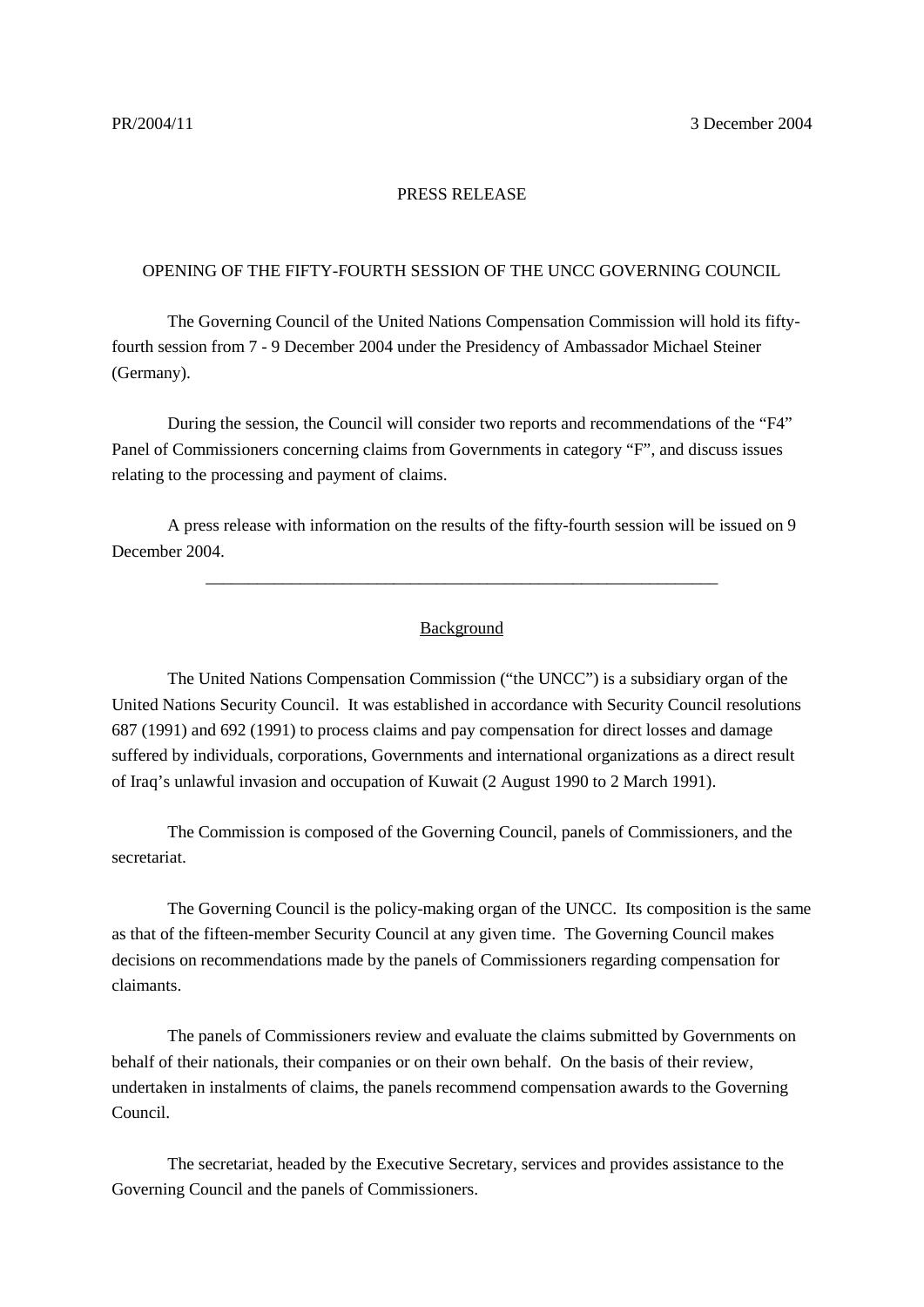PR/2004/11 3 December 2004

PRESS RELEASE

# OPENING OF THE FIFTY-FOURTH SESSION OF THE UNCC GOVERNING COUNCIL

The Governing Council of the United Nations Compensation Commission will hold its fifty-fourth session from 7 - 9 December 2004 under the Presidency of Ambassador Michael Steiner (Germany).

During the session, the Council will consider two reports and recommendations of the "F4" Panel of Commissioners concerning claims from Governments in category "F", and discuss issues relating to the processing and payment of claims.

A press release with information on the results of the fifty-fourth session will be issued on 9 December 2004.

---

## Background

The United Nations Compensation Commission ("the UNCC") is a subsidiary organ of the United Nations Security Council. It was established in accordance with Security Council resolutions 687 (1991) and 692 (1991) to process claims and pay compensation for direct losses and damage suffered by individuals, corporations, Governments and international organizations as a direct result of Iraq's unlawful invasion and occupation of Kuwait (2 August 1990 to 2 March 1991).

The Commission is composed of the Governing Council, panels of Commissioners, and the secretariat.

The Governing Council is the policy-making organ of the UNCC. Its composition is the same as that of the fifteen-member Security Council at any given time. The Governing Council makes decisions on recommendations made by the panels of Commissioners regarding compensation for claimants.

The panels of Commissioners review and evaluate the claims submitted by Governments on behalf of their nationals, their companies or on their own behalf. On the basis of their review, undertaken in instalments of claims, the panels recommend compensation awards to the Governing Council.

The secretariat, headed by the Executive Secretary, services and provides assistance to the Governing Council and the panels of Commissioners.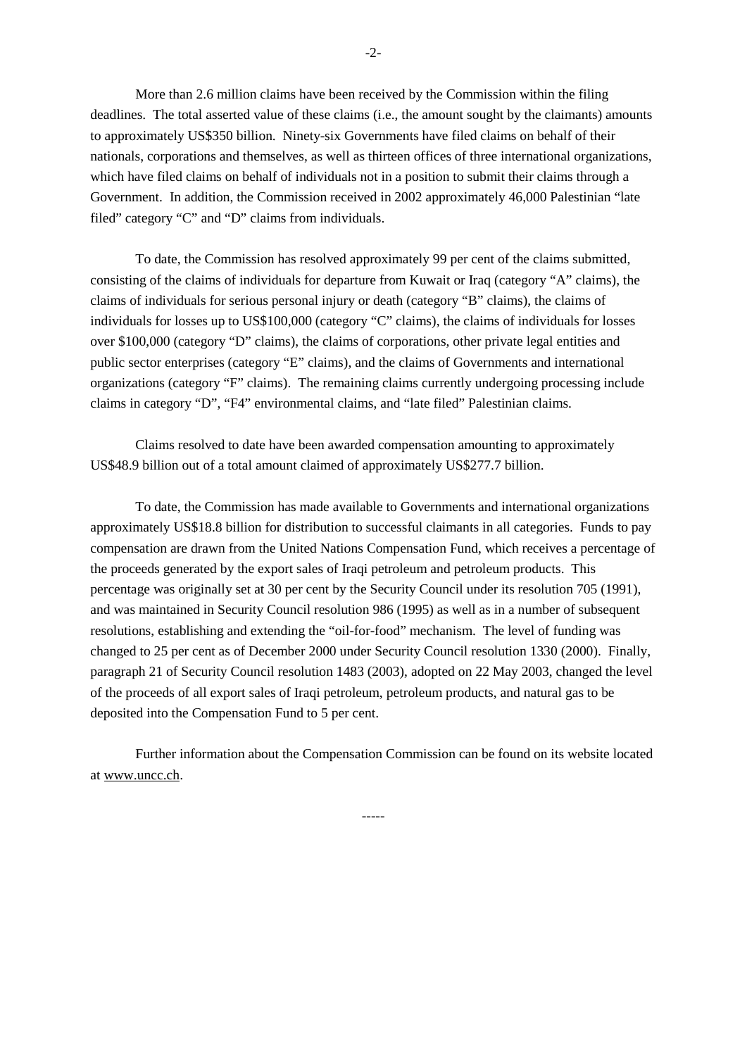More than 2.6 million claims have been received by the Commission within the filing deadlines. The total asserted value of these claims (i.e., the amount sought by the claimants) amounts to approximately US$350 billion. Ninety-six Governments have filed claims on behalf of their nationals, corporations and themselves, as well as thirteen offices of three international organizations, which have filed claims on behalf of individuals not in a position to submit their claims through a Government. In addition, the Commission received in 2002 approximately 46,000 Palestinian "late filed" category "C" and "D" claims from individuals.

To date, the Commission has resolved approximately 99 per cent of the claims submitted, consisting of the claims of individuals for departure from Kuwait or Iraq (category "A" claims), the claims of individuals for serious personal injury or death (category "B" claims), the claims of individuals for losses up to US$100,000 (category "C" claims), the claims of individuals for losses over $100,000 (category "D" claims), the claims of corporations, other private legal entities and public sector enterprises (category "E" claims), and the claims of Governments and international organizations (category "F" claims). The remaining claims currently undergoing processing include claims in category "D", "F4" environmental claims, and "late filed" Palestinian claims.

Claims resolved to date have been awarded compensation amounting to approximately US$48.9 billion out of a total amount claimed of approximately US$277.7 billion.

To date, the Commission has made available to Governments and international organizations approximately US$18.8 billion for distribution to successful claimants in all categories. Funds to pay compensation are drawn from the United Nations Compensation Fund, which receives a percentage of the proceeds generated by the export sales of Iraqi petroleum and petroleum products. This percentage was originally set at 30 per cent by the Security Council under its resolution 705 (1991), and was maintained in Security Council resolution 986 (1995) as well as in a number of subsequent resolutions, establishing and extending the "oil-for-food" mechanism. The level of funding was changed to 25 per cent as of December 2000 under Security Council resolution 1330 (2000). Finally, paragraph 21 of Security Council resolution 1483 (2003), adopted on 22 May 2003, changed the level of the proceeds of all export sales of Iraqi petroleum, petroleum products, and natural gas to be deposited into the Compensation Fund to 5 per cent.

Further information about the Compensation Commission can be found on its website located at www.uncc.ch.

-----